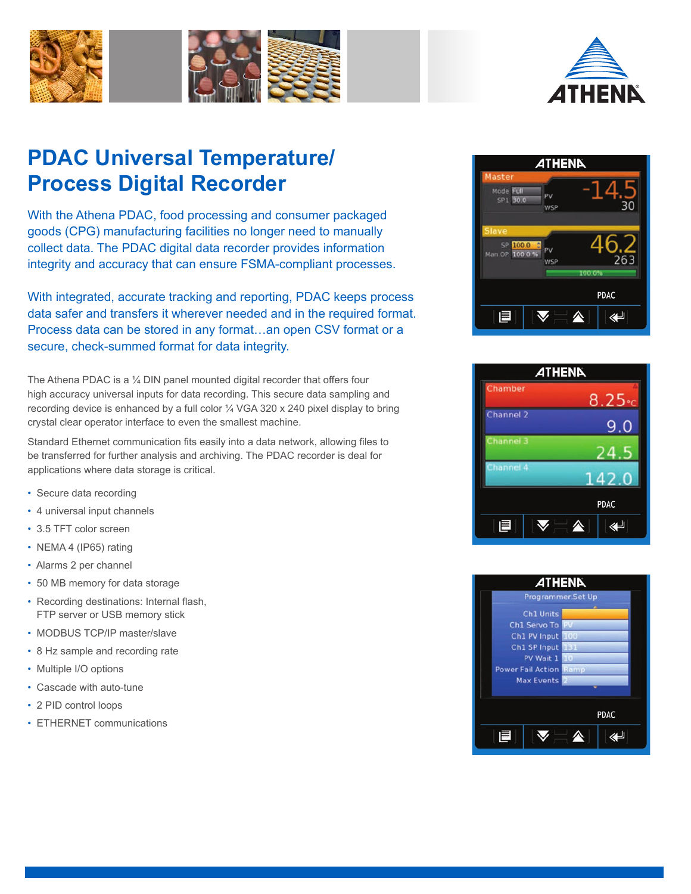# PDAC Universal Temperature/ Process Digital Recorder

With the Athena PDAC, food processing and consumer packaged goods (CPG) manufacturing facilities no longer need to manually collect data. The PDAC digital data recorder provides information integrity and accuracy that can ensure FSMA-compliant processes.

With integrated, accurate tracking and reporting, PDAC keeps process data safer and transfers it wherever needed and in the required format. Process data can be stored in any format…an open CSV format or a secure, check-summed format for data integrity.

The Athena PDAC is a ¼ DIN panel mounted digital recorder that offers four high accuracy universal inputs for data recording. This secure data sampling and recording device is enhanced by a full color ¼ VGA 320 x 240 pixel display to bring crystal clear operator interface to even the smallest machine.

Standard Ethernet communication fits easily into a data network, allowing files to be transferred for further analysis and archiving. The PDAC recorder is deal for applications where data storage is critical.

- Secure data recording
- 4 universal input channels
- 3.5 TFT color screen
- NEMA 4 (IP65) rating
- Alarms 2 per channel
- 50 MB memory for data storage
- Recording destinations: Internal flash, FTP server or USB memory stick
- MODBUS TCP/IP master/slave
- 8 Hz sample and recording rate
- Multiple I/O options
- Cascade with auto-tune
- 2 PID control loops
- ETHERNET communications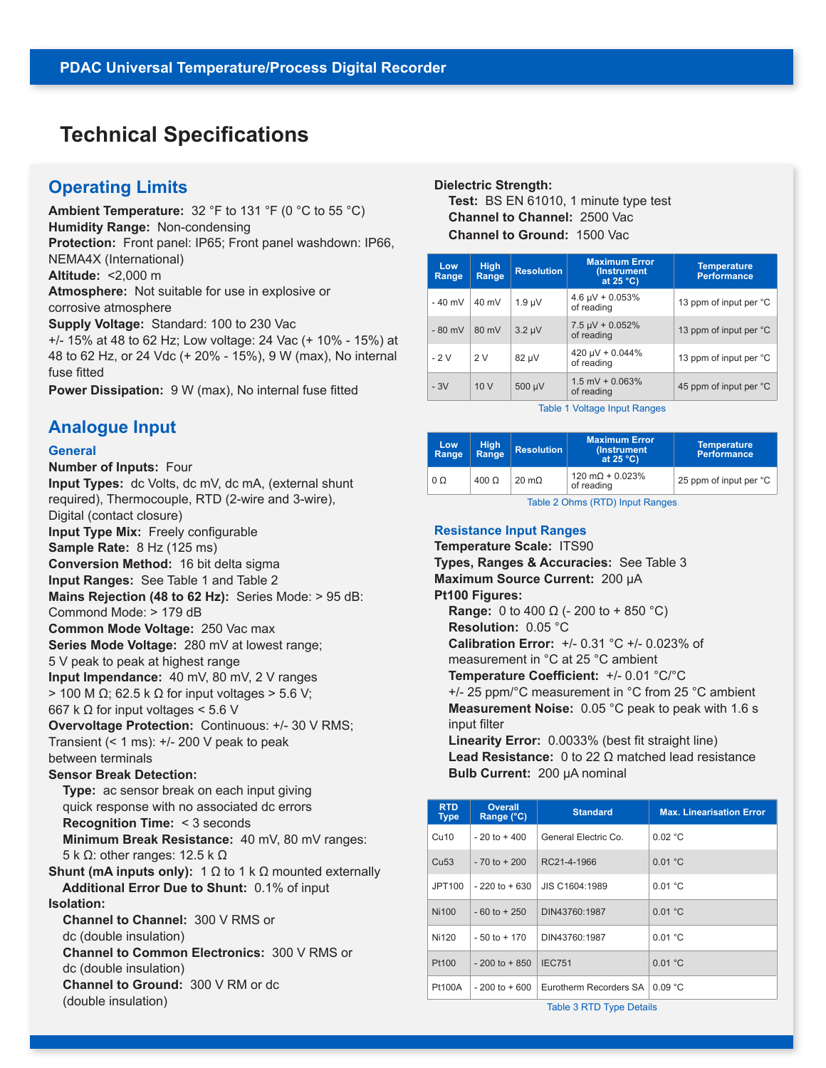# Technical Specifications

## Operating Limits

**Ambient Temperature:** 32 °F to 131 °F (0 °C to 55 °C)
**Humidity Range:** Non-condensing
**Protection:** Front panel: IP65; Front panel washdown: IP66, NEMA4X (International)
**Altitude:** <2,000 m
**Atmosphere:** Not suitable for use in explosive or corrosive atmosphere
**Supply Voltage:** Standard: 100 to 230 Vac +/- 15% at 48 to 62 Hz; Low voltage: 24 Vac (+ 10% - 15%) at 48 to 62 Hz, or 24 Vdc (+ 20% - 15%), 9 W (max), No internal fuse fitted
**Power Dissipation:** 9 W (max), No internal fuse fitted

## Analogue Input

### General

**Number of Inputs:** Four
**Input Types:** dc Volts, dc mV, dc mA, (external shunt required), Thermocouple, RTD (2-wire and 3-wire), Digital (contact closure)
**Input Type Mix:** Freely configurable
**Sample Rate:** 8 Hz (125 ms)
**Conversion Method:** 16 bit delta sigma
**Input Ranges:** See Table 1 and Table 2
**Mains Rejection (48 to 62 Hz):** Series Mode: > 95 dB: Commond Mode: > 179 dB
**Common Mode Voltage:** 250 Vac max
**Series Mode Voltage:** 280 mV at lowest range; 5 V peak to peak at highest range
**Input Impendance:** 40 mV, 80 mV, 2 V ranges > 100 M Ω; 62.5 k Ω for input voltages > 5.6 V; 667 k Ω for input voltages < 5.6 V
**Overvoltage Protection:** Continuous: +/- 30 V RMS; Transient (< 1 ms): +/- 200 V peak to peak between terminals
**Sensor Break Detection:**
- **Type:** ac sensor break on each input giving quick response with no associated dc errors
- **Recognition Time:** < 3 seconds
- **Minimum Break Resistance:** 40 mV, 80 mV ranges: 5 k Ω: other ranges: 12.5 k Ω

**Shunt (mA inputs only):** 1 Ω to 1 k Ω mounted externally
- **Additional Error Due to Shunt:** 0.1% of input

**Isolation:**
- **Channel to Channel:** 300 V RMS or dc (double insulation)
- **Channel to Common Electronics:** 300 V RMS or dc (double insulation)
- **Channel to Ground:** 300 V RM or dc (double insulation)

**Dielectric Strength:**
- **Test:** BS EN 61010, 1 minute type test
- **Channel to Channel:** 2500 Vac
- **Channel to Ground:** 1500 Vac

| Low Range | High Range | Resolution | Maximum Error (Instrument at 25 °C) | Temperature Performance |
|---|---|---|---|---|
| - 40 mV | 40 mV | 1.9 µV | 4.6 µV + 0.053% of reading | 13 ppm of input per °C |
| - 80 mV | 80 mV | 3.2 µV | 7.5 µV + 0.052% of reading | 13 ppm of input per °C |
| - 2 V | 2 V | 82 µV | 420 µV + 0.044% of reading | 13 ppm of input per °C |
| - 3V | 10 V | 500 µV | 1.5 mV + 0.063% of reading | 45 ppm of input per °C |

Table 1 Voltage Input Ranges

| Low Range | High Range | Resolution | Maximum Error (Instrument at 25 °C) | Temperature Performance |
|---|---|---|---|---|
| 0 Ω | 400 Ω | 20 mΩ | 120 mΩ + 0.023% of reading | 25 ppm of input per °C |

Table 2 Ohms (RTD) Input Ranges

### Resistance Input Ranges

**Temperature Scale:** ITS90
**Types, Ranges & Accuracies:** See Table 3
**Maximum Source Current:** 200 µA
**Pt100 Figures:**
- **Range:** 0 to 400 Ω (- 200 to + 850 °C)
- **Resolution:** 0.05 °C
- **Calibration Error:** +/- 0.31 °C +/- 0.023% of measurement in °C at 25 °C ambient
- **Temperature Coefficient:** +/- 0.01 °C/°C +/- 25 ppm/°C measurement in °C from 25 °C ambient
- **Measurement Noise:** 0.05 °C peak to peak with 1.6 s input filter
- **Linearity Error:** 0.0033% (best fit straight line)
- **Lead Resistance:** 0 to 22 Ω matched lead resistance
- **Bulb Current:** 200 µA nominal

| RTD Type | Overall Range (°C) | Standard | Max. Linearisation Error |
|---|---|---|---|
| Cu10 | - 20 to + 400 | General Electric Co. | 0.02 °C |
| Cu53 | - 70 to + 200 | RC21-4-1966 | 0.01 °C |
| JPT100 | - 220 to + 630 | JIS C1604:1989 | 0.01 °C |
| Ni100 | - 60 to + 250 | DIN43760:1987 | 0.01 °C |
| Ni120 | - 50 to + 170 | DIN43760:1987 | 0.01 °C |
| Pt100 | - 200 to + 850 | IEC751 | 0.01 °C |
| Pt100A | - 200 to + 600 | Eurotherm Recorders SA | 0.09 °C |

Table 3 RTD Type Details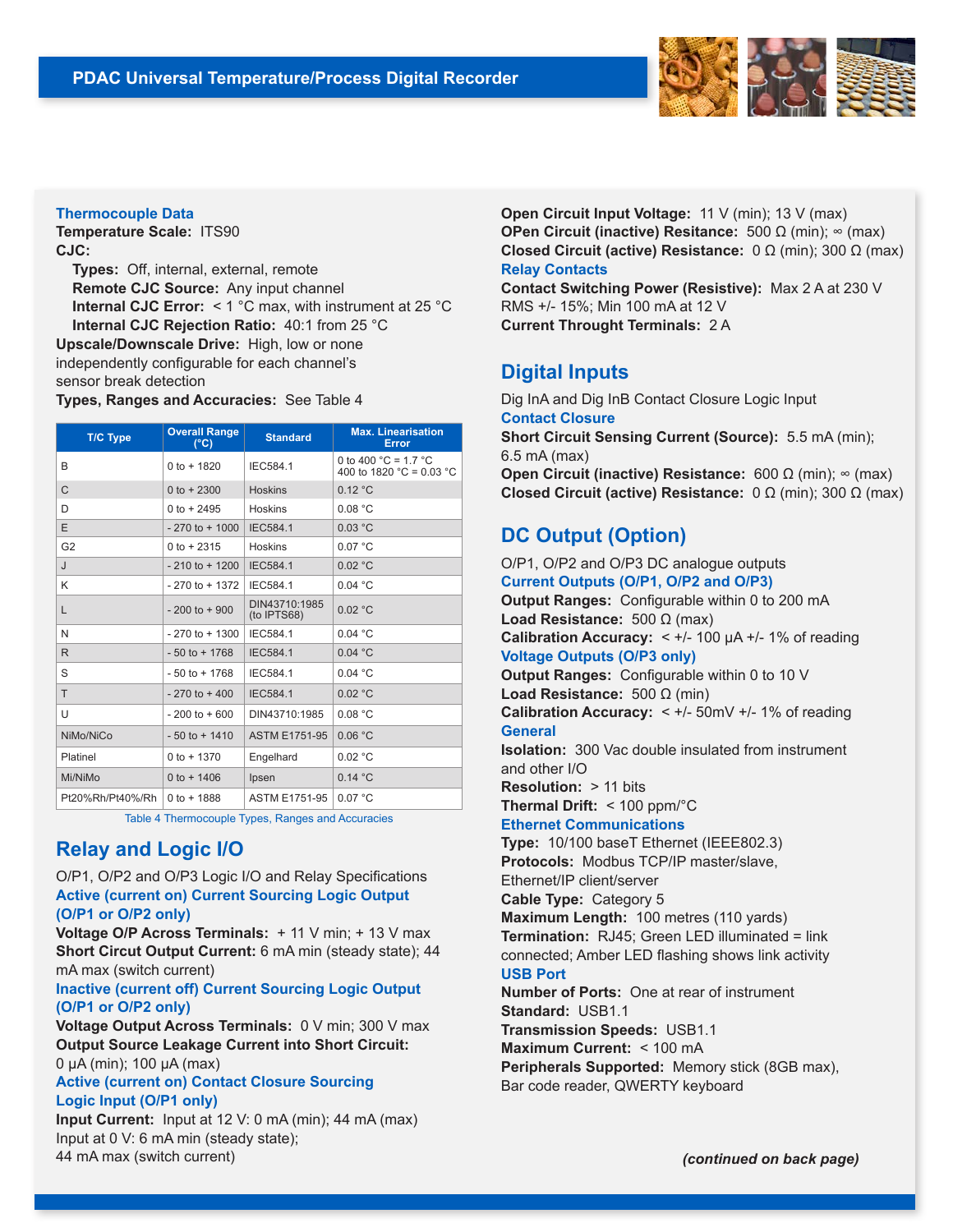### Thermocouple Data

**Temperature Scale:** ITS90

**CJC:**

- **Types:** Off, internal, external, remote
- **Remote CJC Source:** Any input channel
- **Internal CJC Error:** < 1 °C max, with instrument at 25 °C
- **Internal CJC Rejection Ratio:** 40:1 from 25 °C

**Upscale/Downscale Drive:** High, low or none independently configurable for each channel's sensor break detection

**Types, Ranges and Accuracies:** See Table 4

| T/C Type | Overall Range (°C) | Standard | Max. Linearisation Error |
|---|---|---|---|
| B | 0 to + 1820 | IEC584.1 | 0 to 400 °C = 1.7 °C<br>400 to 1820 °C = 0.03 °C |
| C | 0 to + 2300 | Hoskins | 0.12 °C |
| D | 0 to + 2495 | Hoskins | 0.08 °C |
| E | - 270 to + 1000 | IEC584.1 | 0.03 °C |
| G2 | 0 to + 2315 | Hoskins | 0.07 °C |
| J | - 210 to + 1200 | IEC584.1 | 0.02 °C |
| K | - 270 to + 1372 | IEC584.1 | 0.04 °C |
| L | - 200 to + 900 | DIN43710:1985 (to IPTS68) | 0.02 °C |
| N | - 270 to + 1300 | IEC584.1 | 0.04 °C |
| R | - 50 to + 1768 | IEC584.1 | 0.04 °C |
| S | - 50 to + 1768 | IEC584.1 | 0.04 °C |
| T | - 270 to + 400 | IEC584.1 | 0.02 °C |
| U | - 200 to + 600 | DIN43710:1985 | 0.08 °C |
| NiMo/NiCo | - 50 to + 1410 | ASTM E1751-95 | 0.06 °C |
| Platinel | 0 to + 1370 | Engelhard | 0.02 °C |
| Mi/NiMo | 0 to + 1406 | Ipsen | 0.14 °C |
| Pt20%Rh/Pt40%/Rh | 0 to + 1888 | ASTM E1751-95 | 0.07 °C |

Table 4 Thermocouple Types, Ranges and Accuracies

## Relay and Logic I/O

O/P1, O/P2 and O/P3 Logic I/O and Relay Specifications

### Active (current on) Current Sourcing Logic Output (O/P1 or O/P2 only)

**Voltage O/P Across Terminals:** + 11 V min; + 13 V max
**Short Circut Output Current:** 6 mA min (steady state); 44 mA max (switch current)

### Inactive (current off) Current Sourcing Logic Output (O/P1 or O/P2 only)

**Voltage Output Across Terminals:** 0 V min; 300 V max
**Output Source Leakage Current into Short Circuit:** 0 µA (min); 100 µA (max)

### Active (current on) Contact Closure Sourcing Logic Input (O/P1 only)

**Input Current:** Input at 12 V: 0 mA (min); 44 mA (max)
Input at 0 V: 6 mA min (steady state);
44 mA max (switch current)

**Open Circuit Input Voltage:** 11 V (min); 13 V (max)
**OPen Circuit (inactive) Resitance:** 500 Ω (min); ∞ (max)
**Closed Circuit (active) Resistance:** 0 Ω (min); 300 Ω (max)

### Relay Contacts

**Contact Switching Power (Resistive):** Max 2 A at 230 V RMS +/- 15%; Min 100 mA at 12 V
**Current Throught Terminals:** 2 A

## Digital Inputs

Dig InA and Dig InB Contact Closure Logic Input

### Contact Closure

**Short Circuit Sensing Current (Source):** 5.5 mA (min); 6.5 mA (max)
**Open Circuit (inactive) Resistance:** 600 Ω (min); ∞ (max)
**Closed Circuit (active) Resistance:** 0 Ω (min); 300 Ω (max)

## DC Output (Option)

O/P1, O/P2 and O/P3 DC analogue outputs

### Current Outputs (O/P1, O/P2 and O/P3)

**Output Ranges:** Configurable within 0 to 200 mA
**Load Resistance:** 500 Ω (max)
**Calibration Accuracy:** < +/- 100 µA +/- 1% of reading

### Voltage Outputs (O/P3 only)

**Output Ranges:** Configurable within 0 to 10 V
**Load Resistance:** 500 Ω (min)
**Calibration Accuracy:** < +/- 50mV +/- 1% of reading

### General

**Isolation:** 300 Vac double insulated from instrument and other I/O
**Resolution:** > 11 bits
**Thermal Drift:** < 100 ppm/°C

### Ethernet Communications

**Type:** 10/100 baseT Ethernet (IEEE802.3)
**Protocols:** Modbus TCP/IP master/slave, Ethernet/IP client/server
**Cable Type:** Category 5
**Maximum Length:** 100 metres (110 yards)
**Termination:** RJ45; Green LED illuminated = link connected; Amber LED flashing shows link activity

### USB Port

**Number of Ports:** One at rear of instrument
**Standard:** USB1.1
**Transmission Speeds:** USB1.1
**Maximum Current:** < 100 mA
**Peripherals Supported:** Memory stick (8GB max), Bar code reader, QWERTY keyboard

***(continued on back page)***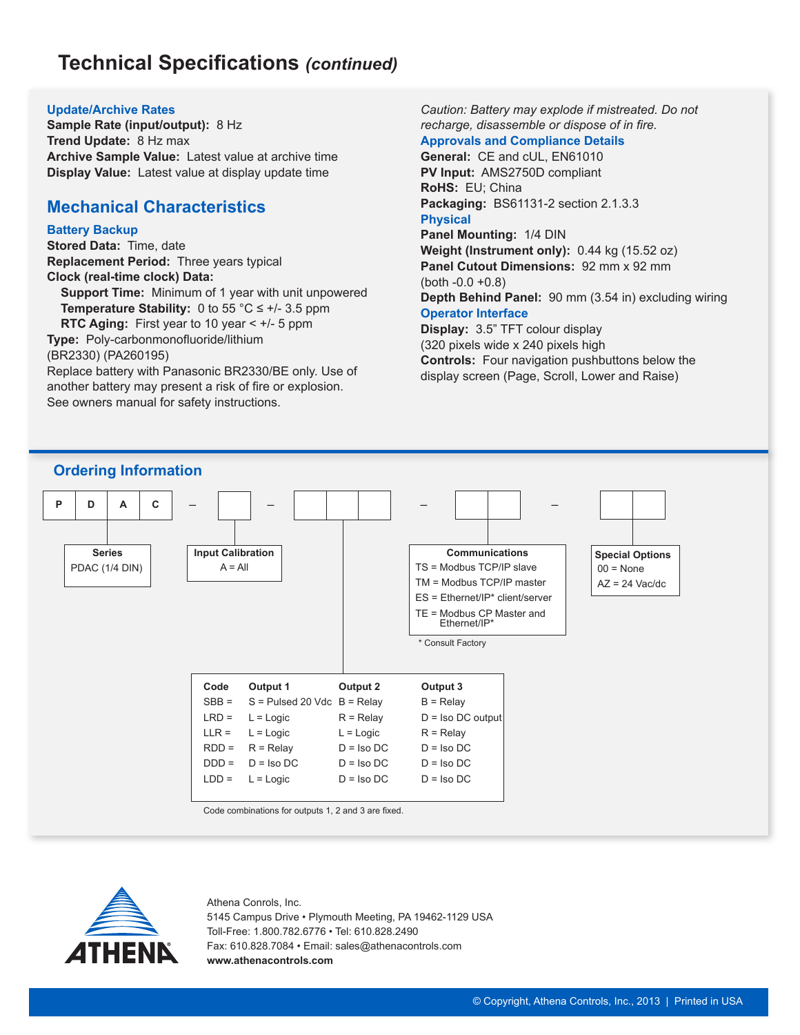# Technical Specifications *(continued)*

### Update/Archive Rates

**Sample Rate (input/output):** 8 Hz
**Trend Update:** 8 Hz max
**Archive Sample Value:** Latest value at archive time
**Display Value:** Latest value at display update time

## Mechanical Characteristics

### Battery Backup

**Stored Data:** Time, date
**Replacement Period:** Three years typical
**Clock (real-time clock) Data:**
- **Support Time:** Minimum of 1 year with unit unpowered
- **Temperature Stability:** 0 to 55 °C ≤ +/- 3.5 ppm
- **RTC Aging:** First year to 10 year < +/- 5 ppm

**Type:** Poly-carbonmonofluoride/lithium (BR2330) (PA260195)
Replace battery with Panasonic BR2330/BE only. Use of another battery may present a risk of fire or explosion. See owners manual for safety instructions.

*Caution: Battery may explode if mistreated. Do not recharge, disassemble or dispose of in fire.*

### Approvals and Compliance Details

**General:** CE and cUL, EN61010
**PV Input:** AMS2750D compliant
**RoHS:** EU; China
**Packaging:** BS61131-2 section 2.1.3.3

### Physical

**Panel Mounting:** 1/4 DIN
**Weight (Instrument only):** 0.44 kg (15.52 oz)
**Panel Cutout Dimensions:** 92 mm x 92 mm (both -0.0 +0.8)
**Depth Behind Panel:** 90 mm (3.54 in) excluding wiring

### Operator Interface

**Display:** 3.5” TFT colour display (320 pixels wide x 240 pixels high
**Controls:** Four navigation pushbuttons below the display screen (Page, Scroll, Lower and Raise)

## Ordering Information

P D A C – [ ] – [ ][ ][ ] – [ ][ ] – [ ][ ]

**Series**
PDAC (1/4 DIN)

**Input Calibration**
A = All

**Communications**
- TS = Modbus TCP/IP slave
- TM = Modbus TCP/IP master
- ES = Ethernet/IP* client/server
- TE = Modbus CP Master and Ethernet/IP*

\* Consult Factory

**Special Options**
- 00 = None
- AZ = 24 Vac/dc

| Code | Output 1 | Output 2 | Output 3 |
|---|---|---|---|
| SBB = | S = Pulsed 20 Vdc | B = Relay | B = Relay |
| LRD = | L = Logic | R = Relay | D = Iso DC output |
| LLR = | L = Logic | L = Logic | R = Relay |
| RDD = | R = Relay | D = Iso DC | D = Iso DC |
| DDD = | D = Iso DC | D = Iso DC | D = Iso DC |
| LDD = | L = Logic | D = Iso DC | D = Iso DC |

Code combinations for outputs 1, 2 and 3 are fixed.

ATHENA

Athena Conrols, Inc.
5145 Campus Drive • Plymouth Meeting, PA 19462-1129 USA
Toll-Free: 1.800.782.6776 • Tel: 610.828.2490
Fax: 610.828.7084 • Email: sales@athenacontrols.com
**www.athenacontrols.com**

© Copyright, Athena Controls, Inc., 2013 | Printed in USA